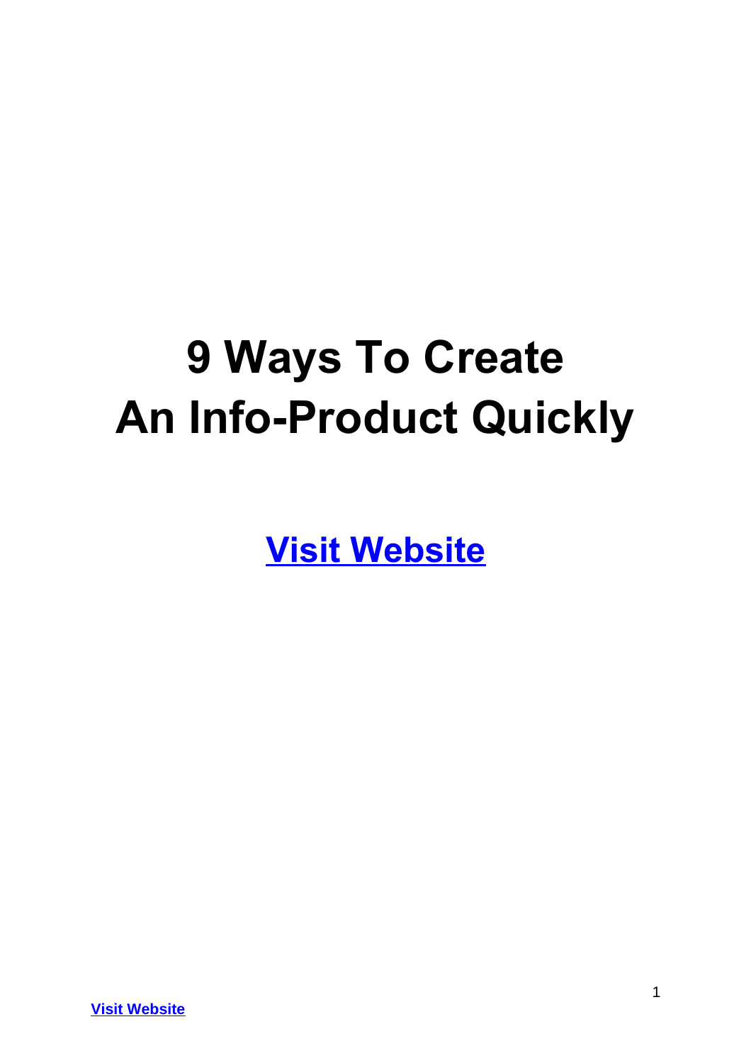# 9 Ways To Create An Info-Product Quickly

**Visit Website**

**Visit Website**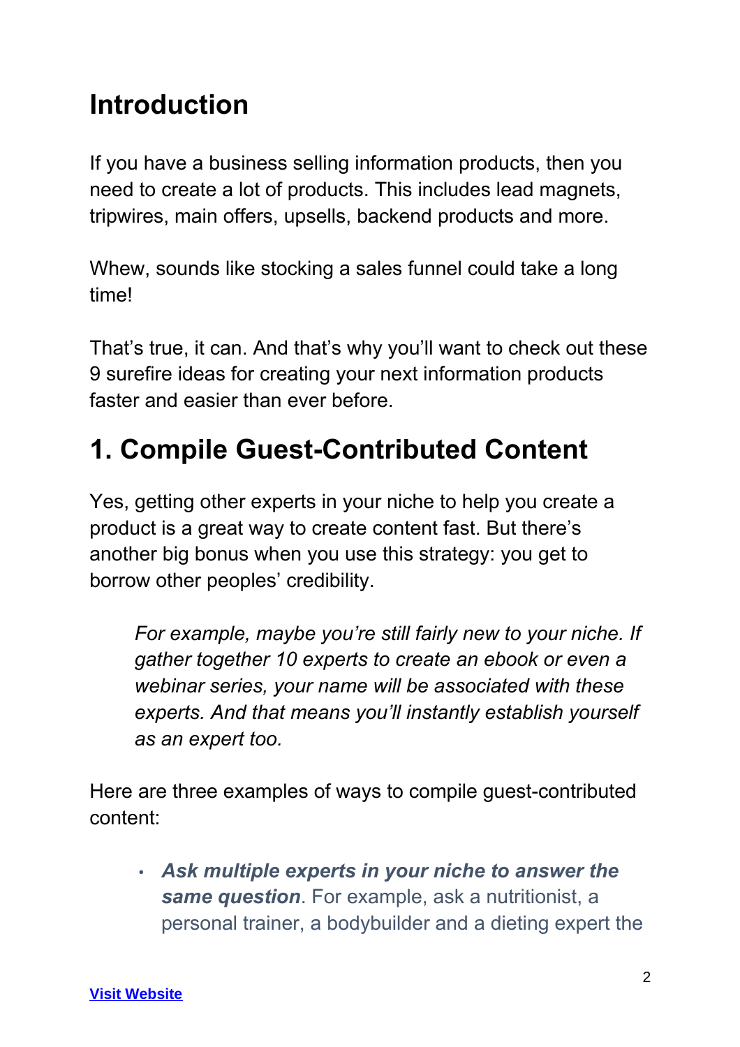# Introduction

If you have a business selling information products, then you need to create a lot of products. This includes lead magnets, tripwires, main offers, upsells, backend products and more.

Whew, sounds like stocking a sales funnel could take a long time!

That's true, it can. And that's why you'll want to check out these 9 surefire ideas for creating your next information products faster and easier than ever before.

# 1. Compile Guest-Contributed Content

Yes, getting other experts in your niche to help you create a product is a great way to create content fast. But there's another big bonus when you use this strategy: you get to borrow other peoples' credibility.

> *For example, maybe you're still fairly new to your niche. If gather together 10 experts to create an ebook or even a webinar series, your name will be associated with these experts. And that means you'll instantly establish yourself as an expert too.*

Here are three examples of ways to compile guest-contributed content:

- ***Ask multiple experts in your niche to answer the same question***. For example, ask a nutritionist, a personal trainer, a bodybuilder and a dieting expert the

[Visit Website]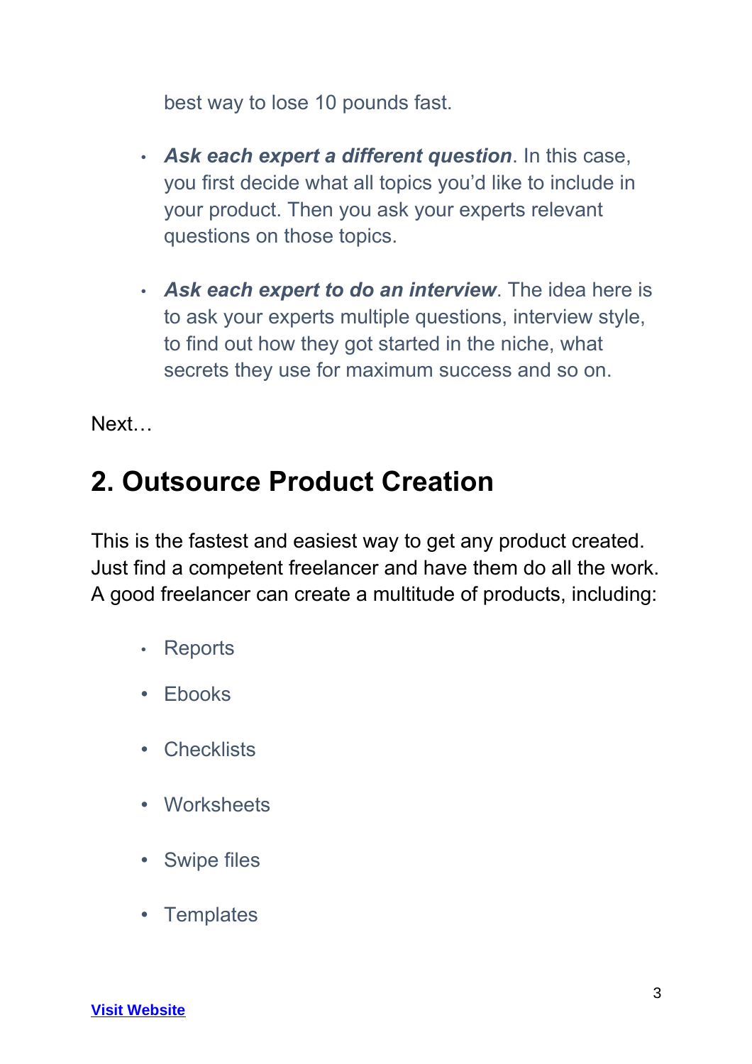best way to lose 10 pounds fast.

- ***Ask each expert a different question***. In this case, you first decide what all topics you'd like to include in your product. Then you ask your experts relevant questions on those topics.

- ***Ask each expert to do an interview***. The idea here is to ask your experts multiple questions, interview style, to find out how they got started in the niche, what secrets they use for maximum success and so on.

Next…

## 2. Outsource Product Creation

This is the fastest and easiest way to get any product created. Just find a competent freelancer and have them do all the work. A good freelancer can create a multitude of products, including:

- Reports
- Ebooks
- Checklists
- Worksheets
- Swipe files
- Templates

[Visit Website]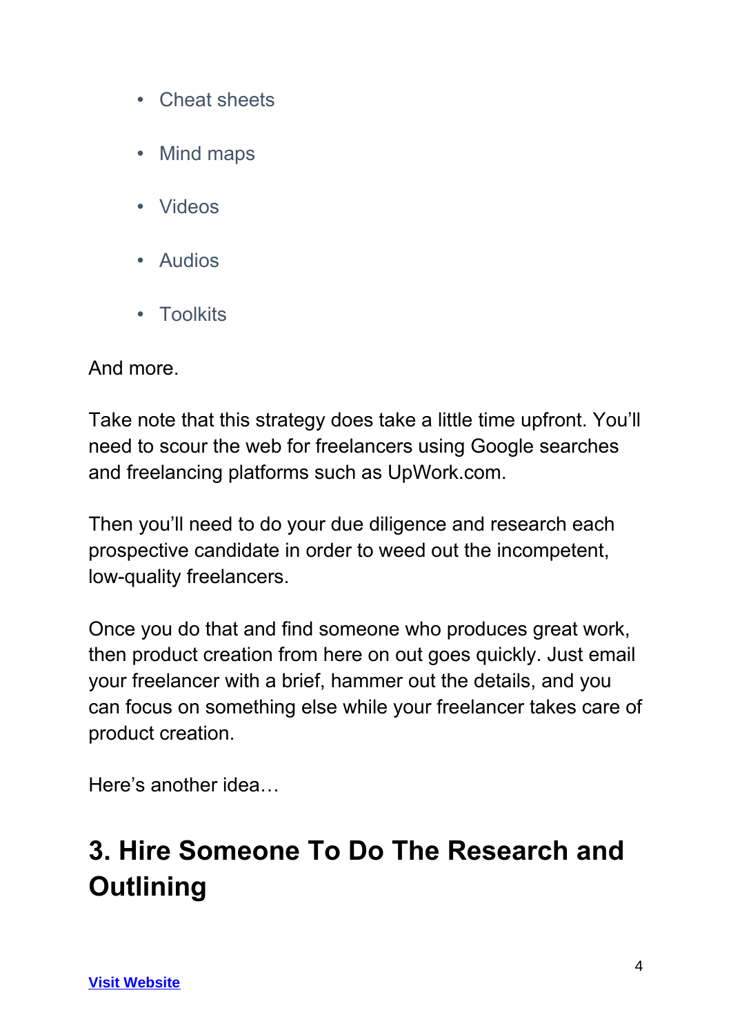- Cheat sheets
- Mind maps
- Videos
- Audios
- Toolkits

And more.

Take note that this strategy does take a little time upfront. You'll need to scour the web for freelancers using Google searches and freelancing platforms such as UpWork.com.

Then you'll need to do your due diligence and research each prospective candidate in order to weed out the incompetent, low-quality freelancers.

Once you do that and find someone who produces great work, then product creation from here on out goes quickly. Just email your freelancer with a brief, hammer out the details, and you can focus on something else while your freelancer takes care of product creation.

Here's another idea…

## 3. Hire Someone To Do The Research and Outlining

[Visit Website]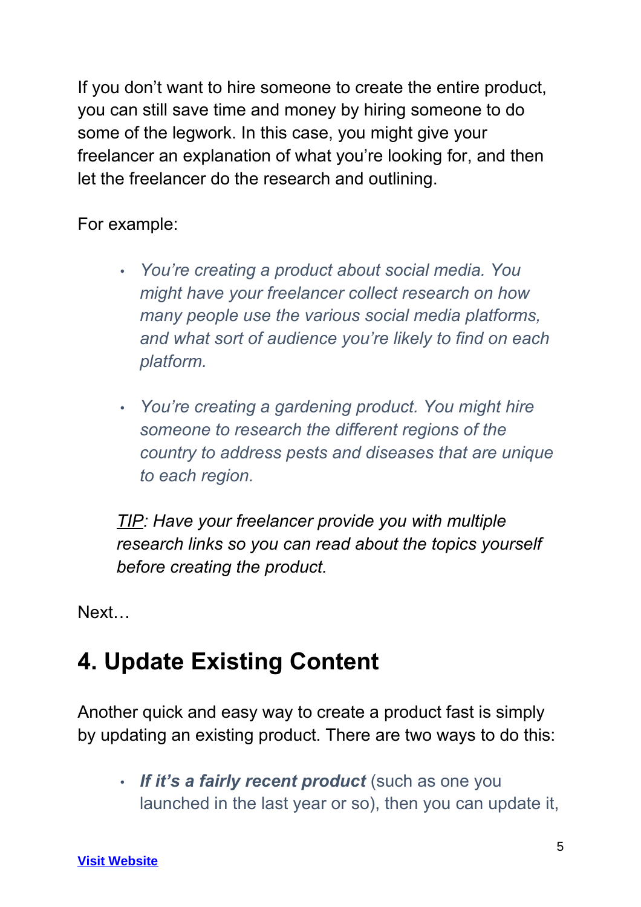If you don't want to hire someone to create the entire product, you can still save time and money by hiring someone to do some of the legwork. In this case, you might give your freelancer an explanation of what you're looking for, and then let the freelancer do the research and outlining.

For example:

- *You're creating a product about social media. You might have your freelancer collect research on how many people use the various social media platforms, and what sort of audience you're likely to find on each platform.*

- *You're creating a gardening product. You might hire someone to research the different regions of the country to address pests and diseases that are unique to each region.*

*TIP: Have your freelancer provide you with multiple research links so you can read about the topics yourself before creating the product.*

Next…

## 4. Update Existing Content

Another quick and easy way to create a product fast is simply by updating an existing product. There are two ways to do this:

- ***If it's a fairly recent product*** (such as one you launched in the last year or so), then you can update it,

[Visit Website]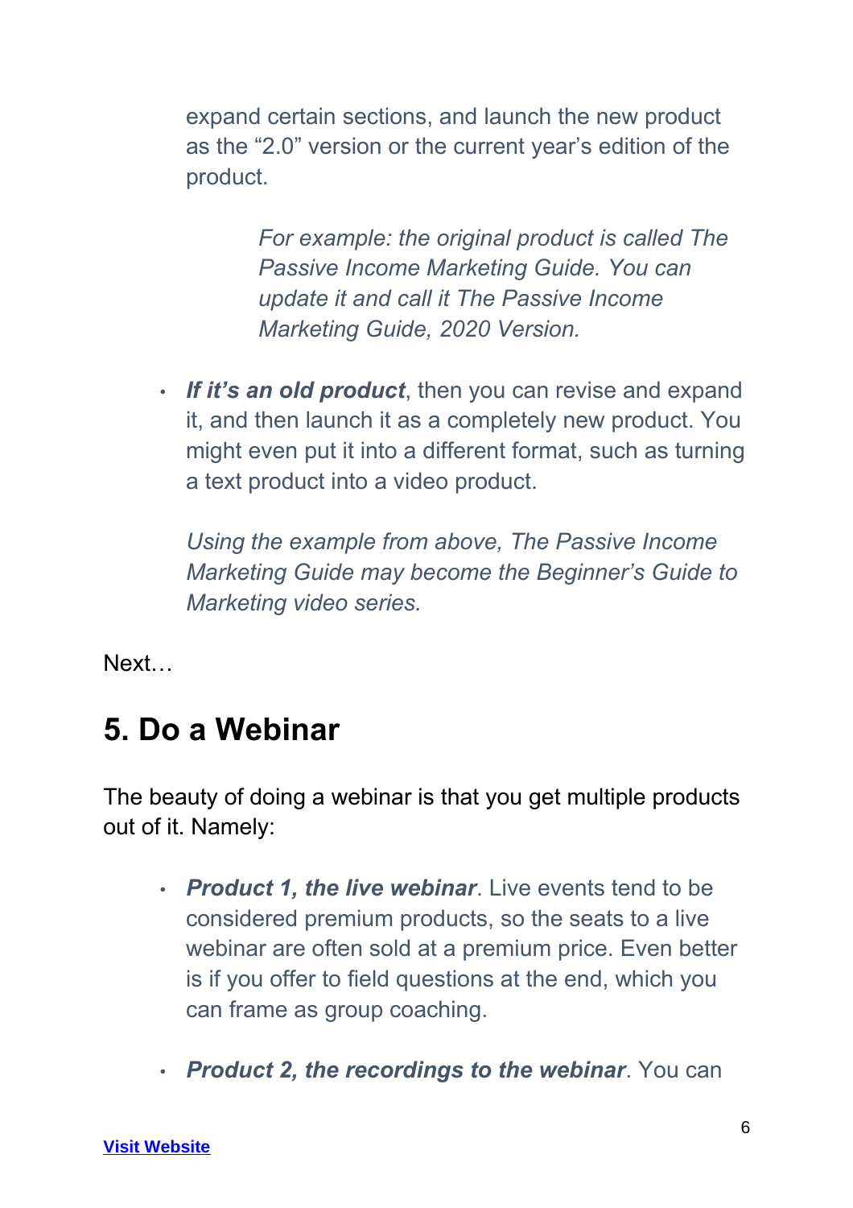expand certain sections, and launch the new product as the "2.0" version or the current year's edition of the product.

> *For example: the original product is called The Passive Income Marketing Guide. You can update it and call it The Passive Income Marketing Guide, 2020 Version.*

- ***If it's an old product***, then you can revise and expand it, and then launch it as a completely new product. You might even put it into a different format, such as turning a text product into a video product.

  *Using the example from above, The Passive Income Marketing Guide may become the Beginner's Guide to Marketing video series.*

Next…

## 5. Do a Webinar

The beauty of doing a webinar is that you get multiple products out of it. Namely:

- ***Product 1, the live webinar***. Live events tend to be considered premium products, so the seats to a live webinar are often sold at a premium price. Even better is if you offer to field questions at the end, which you can frame as group coaching.

- ***Product 2, the recordings to the webinar***. You can

[Visit Website]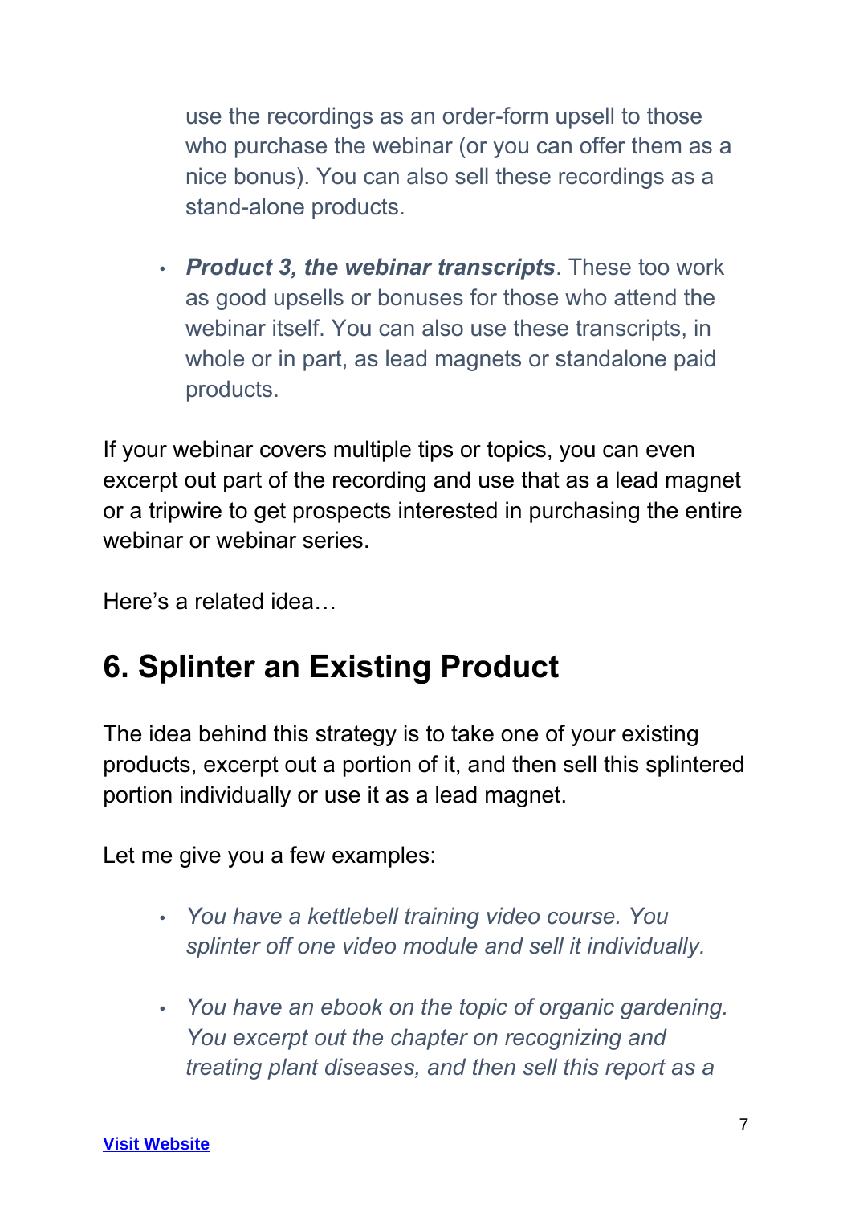use the recordings as an order-form upsell to those who purchase the webinar (or you can offer them as a nice bonus). You can also sell these recordings as a stand-alone products.

- ***Product 3, the webinar transcripts***. These too work as good upsells or bonuses for those who attend the webinar itself. You can also use these transcripts, in whole or in part, as lead magnets or standalone paid products.

If your webinar covers multiple tips or topics, you can even excerpt out part of the recording and use that as a lead magnet or a tripwire to get prospects interested in purchasing the entire webinar or webinar series.

Here's a related idea…

## 6. Splinter an Existing Product

The idea behind this strategy is to take one of your existing products, excerpt out a portion of it, and then sell this splintered portion individually or use it as a lead magnet.

Let me give you a few examples:

- *You have a kettlebell training video course. You splinter off one video module and sell it individually.*

- *You have an ebook on the topic of organic gardening. You excerpt out the chapter on recognizing and treating plant diseases, and then sell this report as a*

[Visit Website]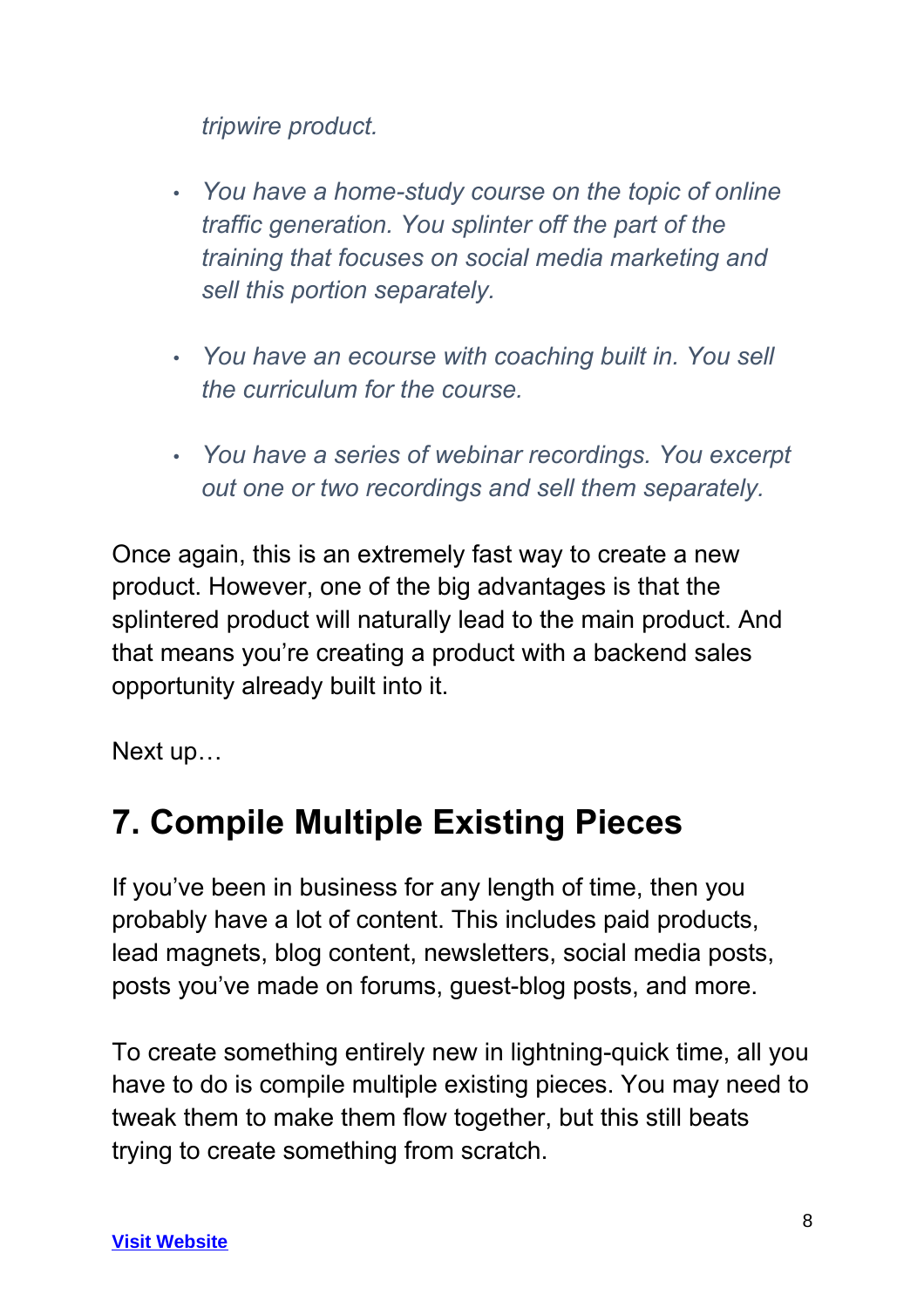*tripwire product.*

- *You have a home-study course on the topic of online traffic generation. You splinter off the part of the training that focuses on social media marketing and sell this portion separately.*

- *You have an ecourse with coaching built in. You sell the curriculum for the course.*

- *You have a series of webinar recordings. You excerpt out one or two recordings and sell them separately.*

Once again, this is an extremely fast way to create a new product. However, one of the big advantages is that the splintered product will naturally lead to the main product. And that means you're creating a product with a backend sales opportunity already built into it.

Next up…

## 7. Compile Multiple Existing Pieces

If you've been in business for any length of time, then you probably have a lot of content. This includes paid products, lead magnets, blog content, newsletters, social media posts, posts you've made on forums, guest-blog posts, and more.

To create something entirely new in lightning-quick time, all you have to do is compile multiple existing pieces. You may need to tweak them to make them flow together, but this still beats trying to create something from scratch.

[Visit Website]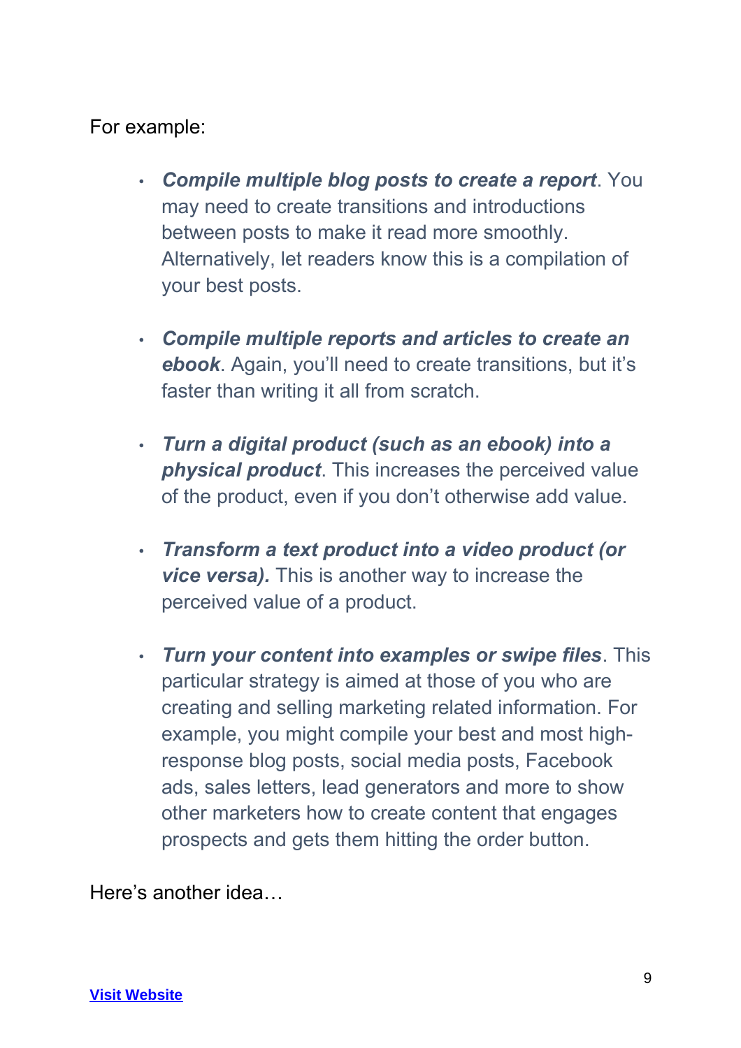For example:

- ***Compile multiple blog posts to create a report***. You may need to create transitions and introductions between posts to make it read more smoothly. Alternatively, let readers know this is a compilation of your best posts.

- ***Compile multiple reports and articles to create an ebook***. Again, you'll need to create transitions, but it's faster than writing it all from scratch.

- ***Turn a digital product (such as an ebook) into a physical product***. This increases the perceived value of the product, even if you don't otherwise add value.

- ***Transform a text product into a video product (or vice versa).*** This is another way to increase the perceived value of a product.

- ***Turn your content into examples or swipe files***. This particular strategy is aimed at those of you who are creating and selling marketing related information. For example, you might compile your best and most high-response blog posts, social media posts, Facebook ads, sales letters, lead generators and more to show other marketers how to create content that engages prospects and gets them hitting the order button.

Here's another idea…

**Visit Website**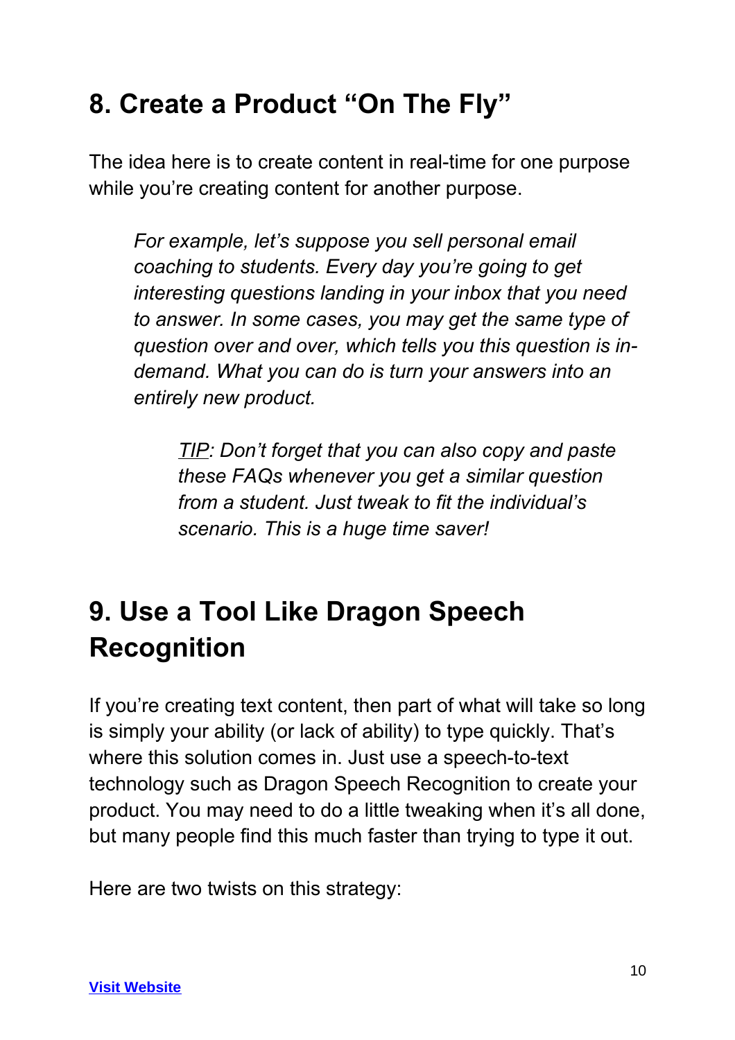## 8. Create a Product "On The Fly"

The idea here is to create content in real-time for one purpose while you're creating content for another purpose.

> *For example, let's suppose you sell personal email coaching to students. Every day you're going to get interesting questions landing in your inbox that you need to answer. In some cases, you may get the same type of question over and over, which tells you this question is in-demand. What you can do is turn your answers into an entirely new product.*
>
> > *TIP: Don't forget that you can also copy and paste these FAQs whenever you get a similar question from a student. Just tweak to fit the individual's scenario. This is a huge time saver!*

## 9. Use a Tool Like Dragon Speech Recognition

If you're creating text content, then part of what will take so long is simply your ability (or lack of ability) to type quickly. That's where this solution comes in. Just use a speech-to-text technology such as Dragon Speech Recognition to create your product. You may need to do a little tweaking when it's all done, but many people find this much faster than trying to type it out.

Here are two twists on this strategy:

[Visit Website]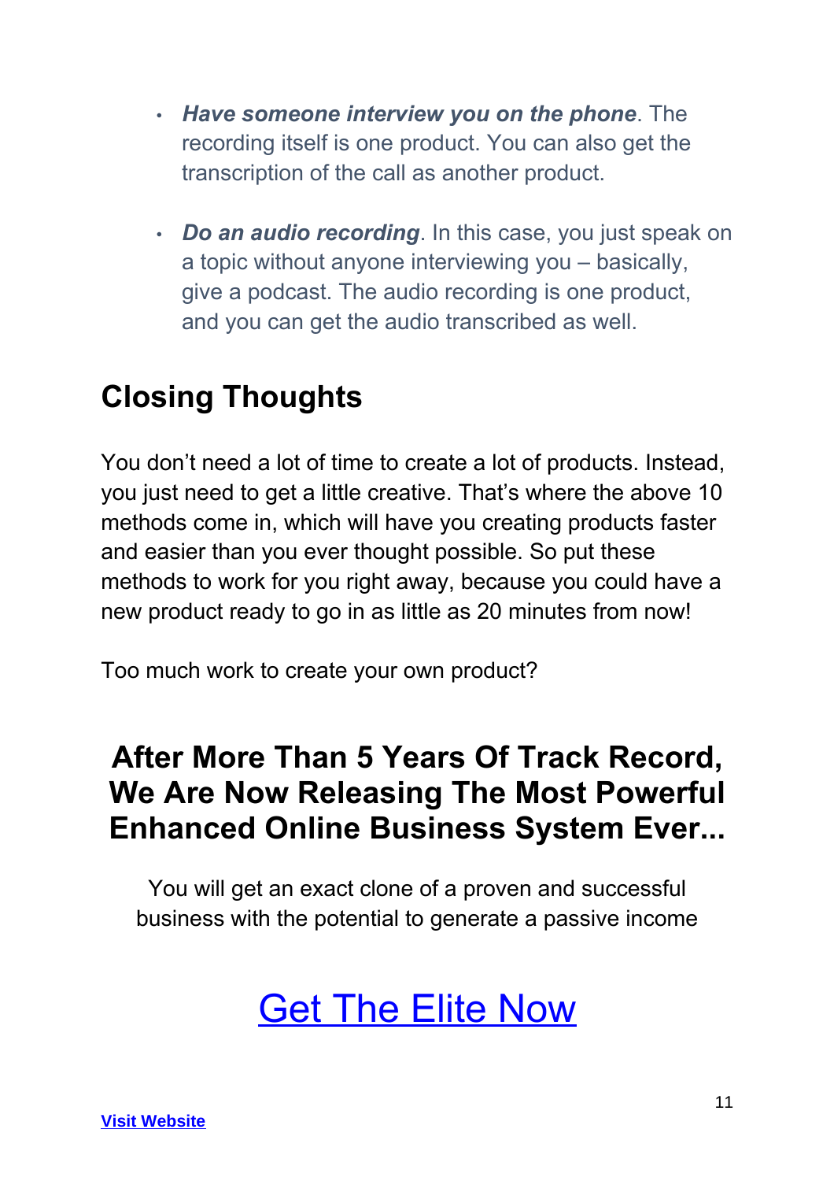- ***Have someone interview you on the phone***. The recording itself is one product. You can also get the transcription of the call as another product.

- ***Do an audio recording***. In this case, you just speak on a topic without anyone interviewing you – basically, give a podcast. The audio recording is one product, and you can get the audio transcribed as well.

## Closing Thoughts

You don't need a lot of time to create a lot of products. Instead, you just need to get a little creative. That's where the above 10 methods come in, which will have you creating products faster and easier than you ever thought possible. So put these methods to work for you right away, because you could have a new product ready to go in as little as 20 minutes from now!

Too much work to create your own product?

## After More Than 5 Years Of Track Record, We Are Now Releasing The Most Powerful Enhanced Online Business System Ever...

You will get an exact clone of a proven and successful business with the potential to generate a passive income

Get The Elite Now

**Visit Website**